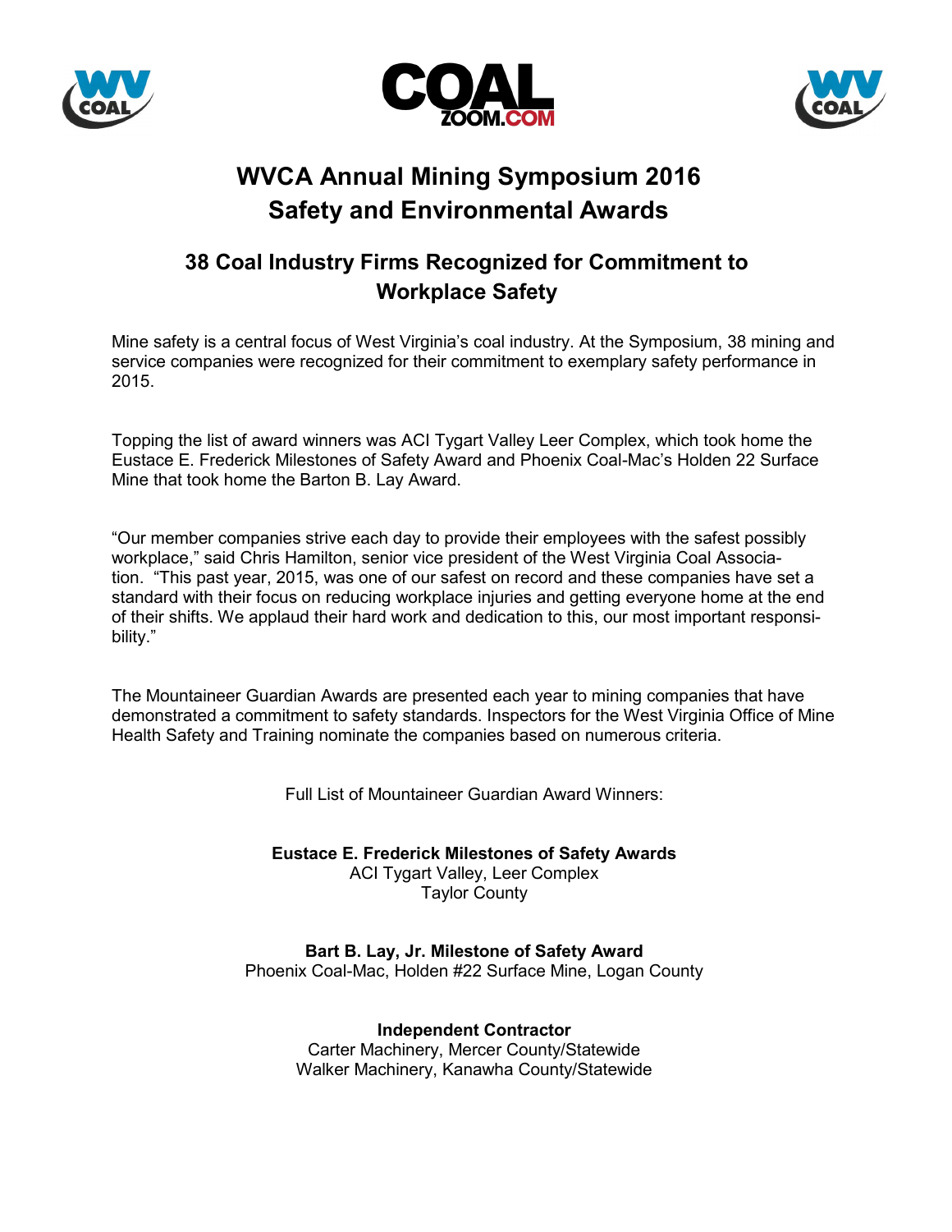# WVCA Annual Mining Symposium 2016
# Safety and Environmental Awards

## 38 Coal Industry Firms Recognized for Commitment to Workplace Safety

Mine safety is a central focus of West Virginia's coal industry. At the Symposium, 38 mining and service companies were recognized for their commitment to exemplary safety performance in 2015.

Topping the list of award winners was ACI Tygart Valley Leer Complex, which took home the Eustace E. Frederick Milestones of Safety Award and Phoenix Coal-Mac's Holden 22 Surface Mine that took home the Barton B. Lay Award.

"Our member companies strive each day to provide their employees with the safest possibly workplace," said Chris Hamilton, senior vice president of the West Virginia Coal Association. "This past year, 2015, was one of our safest on record and these companies have set a standard with their focus on reducing workplace injuries and getting everyone home at the end of their shifts. We applaud their hard work and dedication to this, our most important responsibility."

The Mountaineer Guardian Awards are presented each year to mining companies that have demonstrated a commitment to safety standards. Inspectors for the West Virginia Office of Mine Health Safety and Training nominate the companies based on numerous criteria.

Full List of Mountaineer Guardian Award Winners:

**Eustace E. Frederick Milestones of Safety Awards**
ACI Tygart Valley, Leer Complex
Taylor County

**Bart B. Lay, Jr. Milestone of Safety Award**
Phoenix Coal-Mac, Holden #22 Surface Mine, Logan County

**Independent Contractor**
Carter Machinery, Mercer County/Statewide
Walker Machinery, Kanawha County/Statewide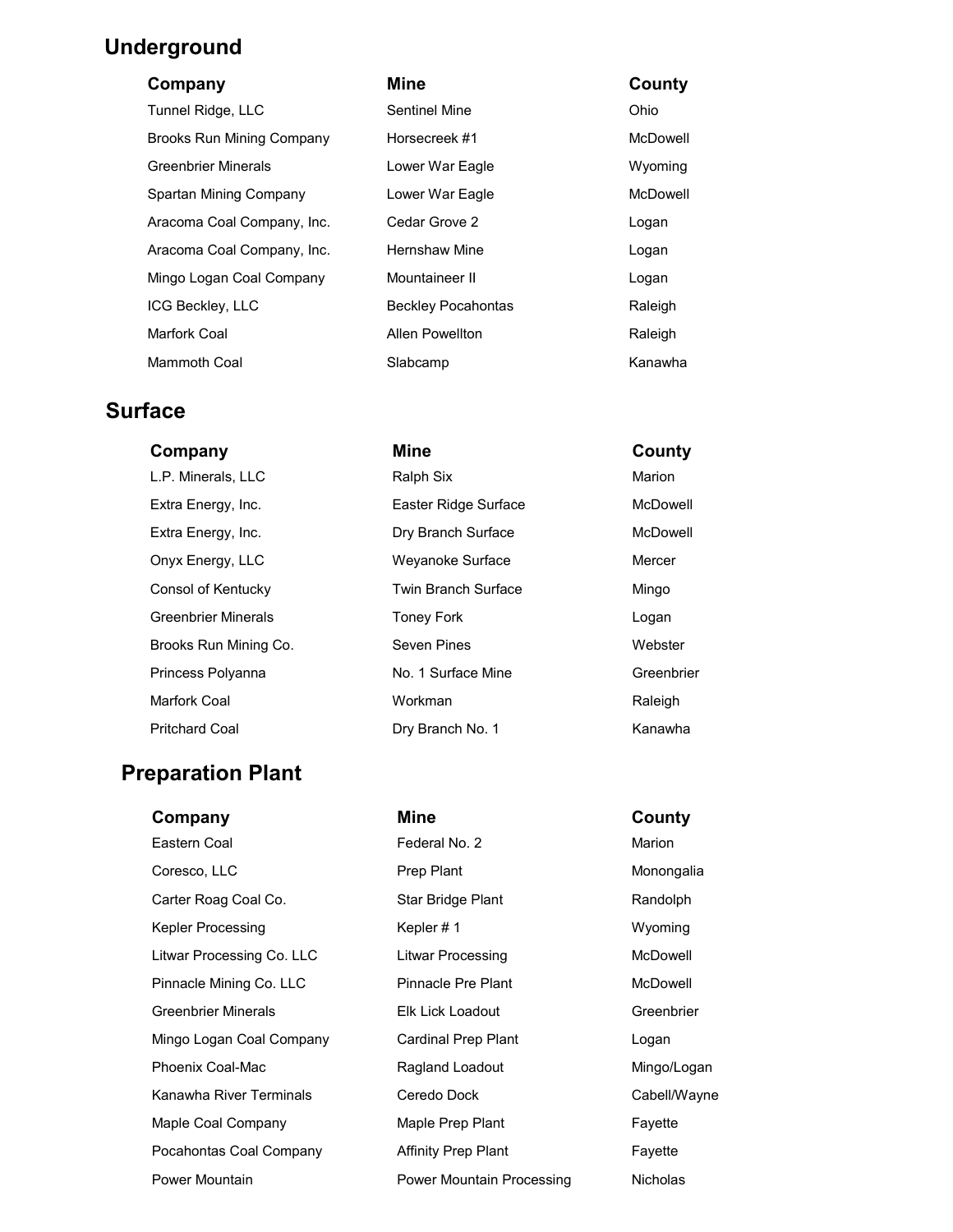## Underground

| Company | Mine | County |
| --- | --- | --- |
| Tunnel Ridge, LLC | Sentinel Mine | Ohio |
| Brooks Run Mining Company | Horsecreek #1 | McDowell |
| Greenbrier Minerals | Lower War Eagle | Wyoming |
| Spartan Mining Company | Lower War Eagle | McDowell |
| Aracoma Coal Company, Inc. | Cedar Grove 2 | Logan |
| Aracoma Coal Company, Inc. | Hernshaw Mine | Logan |
| Mingo Logan Coal Company | Mountaineer II | Logan |
| ICG Beckley, LLC | Beckley Pocahontas | Raleigh |
| Marfork Coal | Allen Powellton | Raleigh |
| Mammoth Coal | Slabcamp | Kanawha |

## Surface

| Company | Mine | County |
| --- | --- | --- |
| L.P. Minerals, LLC | Ralph Six | Marion |
| Extra Energy, Inc. | Easter Ridge Surface | McDowell |
| Extra Energy, Inc. | Dry Branch Surface | McDowell |
| Onyx Energy, LLC | Weyanoke Surface | Mercer |
| Consol of Kentucky | Twin Branch Surface | Mingo |
| Greenbrier Minerals | Toney Fork | Logan |
| Brooks Run Mining Co. | Seven Pines | Webster |
| Princess Polyanna | No. 1 Surface Mine | Greenbrier |
| Marfork Coal | Workman | Raleigh |
| Pritchard Coal | Dry Branch No. 1 | Kanawha |

## Preparation Plant

| Company | Mine | County |
| --- | --- | --- |
| Eastern Coal | Federal No. 2 | Marion |
| Coresco, LLC | Prep Plant | Monongalia |
| Carter Roag Coal Co. | Star Bridge Plant | Randolph |
| Kepler Processing | Kepler # 1 | Wyoming |
| Litwar Processing Co. LLC | Litwar Processing | McDowell |
| Pinnacle Mining Co. LLC | Pinnacle Pre Plant | McDowell |
| Greenbrier Minerals | Elk Lick Loadout | Greenbrier |
| Mingo Logan Coal Company | Cardinal Prep Plant | Logan |
| Phoenix Coal-Mac | Ragland Loadout | Mingo/Logan |
| Kanawha River Terminals | Ceredo Dock | Cabell/Wayne |
| Maple Coal Company | Maple Prep Plant | Fayette |
| Pocahontas Coal Company | Affinity Prep Plant | Fayette |
| Power Mountain | Power Mountain Processing | Nicholas |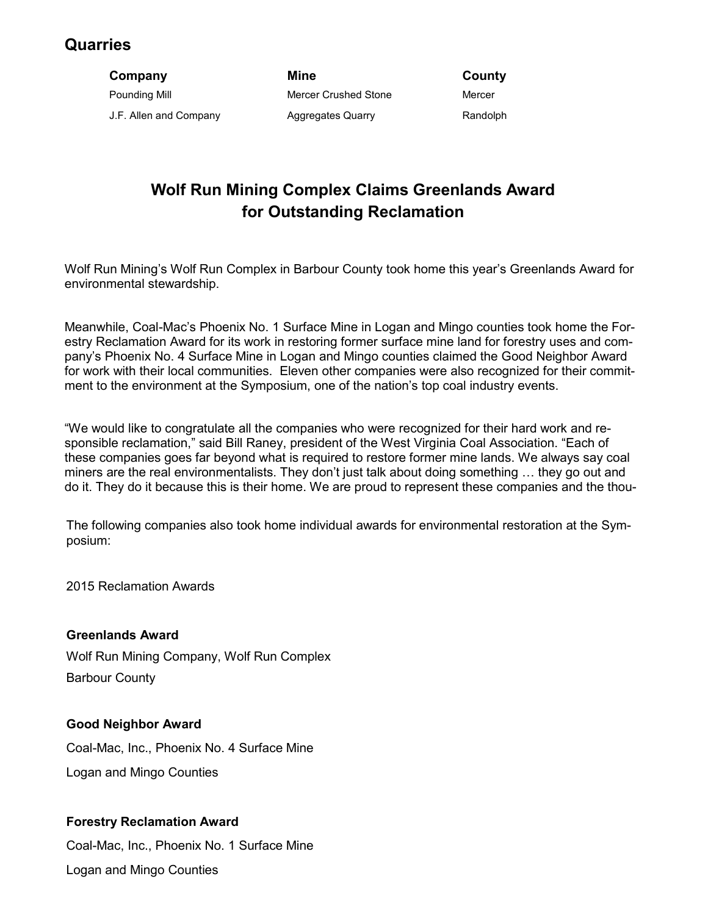## Quarries

| Company | Mine | County |
|---|---|---|
| Pounding Mill | Mercer Crushed Stone | Mercer |
| J.F. Allen and Company | Aggregates Quarry | Randolph |

## Wolf Run Mining Complex Claims Greenlands Award for Outstanding Reclamation

Wolf Run Mining's Wolf Run Complex in Barbour County took home this year's Greenlands Award for environmental stewardship.

Meanwhile, Coal-Mac's Phoenix No. 1 Surface Mine in Logan and Mingo counties took home the Forestry Reclamation Award for its work in restoring former surface mine land for forestry uses and company's Phoenix No. 4 Surface Mine in Logan and Mingo counties claimed the Good Neighbor Award for work with their local communities. Eleven other companies were also recognized for their commitment to the environment at the Symposium, one of the nation's top coal industry events.

"We would like to congratulate all the companies who were recognized for their hard work and responsible reclamation," said Bill Raney, president of the West Virginia Coal Association. "Each of these companies goes far beyond what is required to restore former mine lands. We always say coal miners are the real environmentalists. They don't just talk about doing something … they go out and do it. They do it because this is their home. We are proud to represent these companies and the thou-

The following companies also took home individual awards for environmental restoration at the Symposium:

2015 Reclamation Awards

**Greenlands Award**

Wolf Run Mining Company, Wolf Run Complex

Barbour County

**Good Neighbor Award**

Coal-Mac, Inc., Phoenix No. 4 Surface Mine

Logan and Mingo Counties

**Forestry Reclamation Award**

Coal-Mac, Inc., Phoenix No. 1 Surface Mine

Logan and Mingo Counties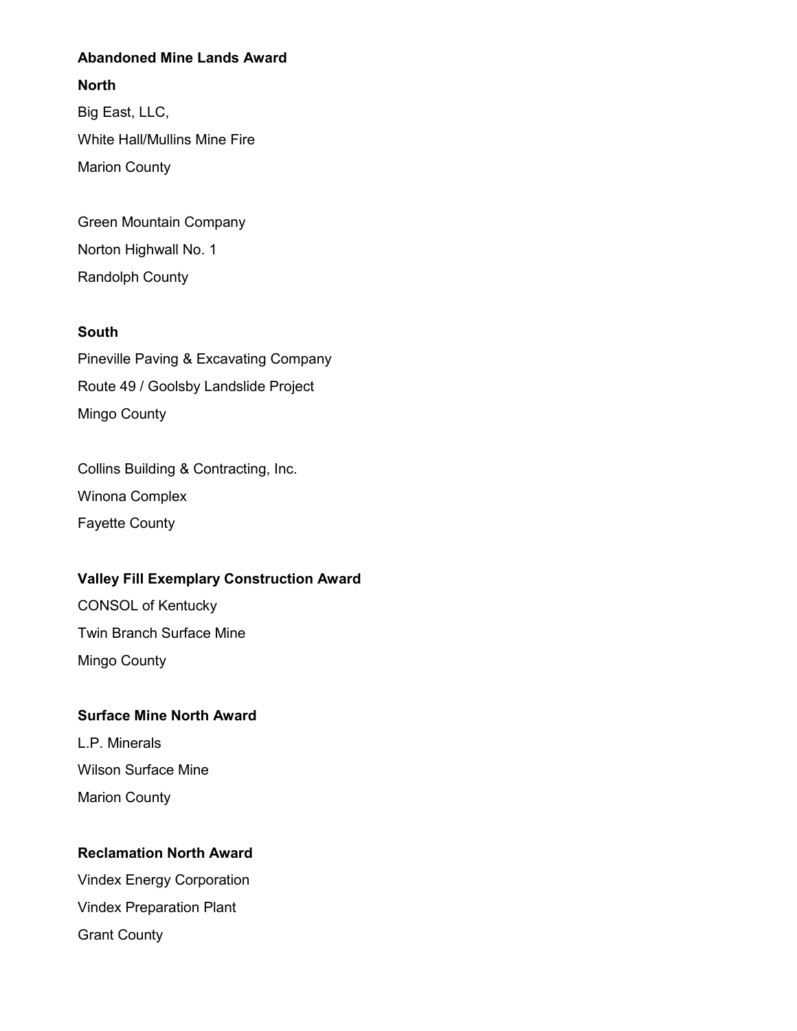**Abandoned Mine Lands Award**

**North**

Big East, LLC,

White Hall/Mullins Mine Fire

Marion County

Green Mountain Company

Norton Highwall No. 1

Randolph County

**South**

Pineville Paving & Excavating Company

Route 49 / Goolsby Landslide Project

Mingo County

Collins Building & Contracting, Inc.

Winona Complex

Fayette County

**Valley Fill Exemplary Construction Award**

CONSOL of Kentucky

Twin Branch Surface Mine

Mingo County

**Surface Mine North Award**

L.P. Minerals

Wilson Surface Mine

Marion County

**Reclamation North Award**

Vindex Energy Corporation

Vindex Preparation Plant

Grant County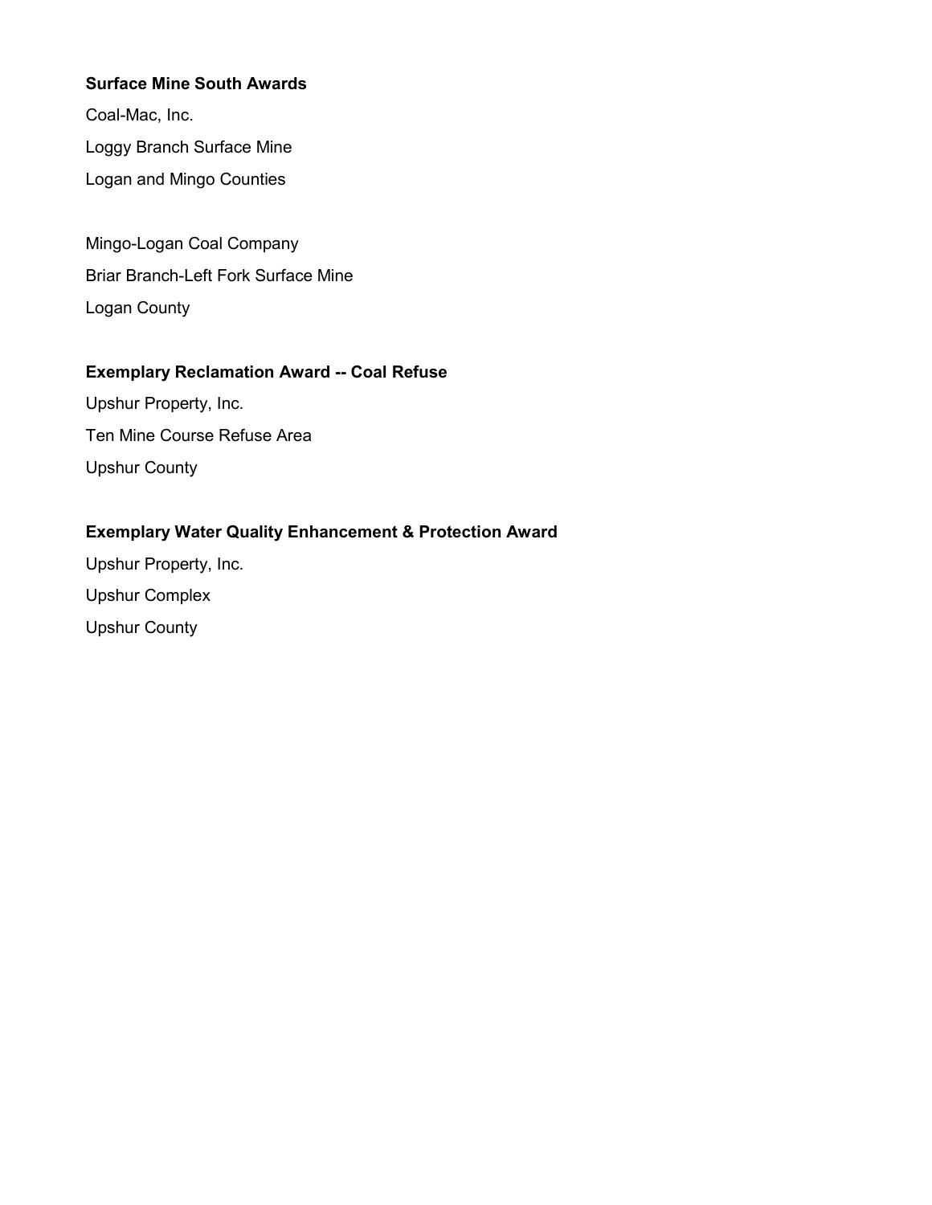**Surface Mine South Awards**

Coal-Mac, Inc.

Loggy Branch Surface Mine

Logan and Mingo Counties

Mingo-Logan Coal Company

Briar Branch-Left Fork Surface Mine

Logan County

**Exemplary Reclamation Award -- Coal Refuse**

Upshur Property, Inc.

Ten Mine Course Refuse Area

Upshur County

**Exemplary Water Quality Enhancement & Protection Award**

Upshur Property, Inc.

Upshur Complex

Upshur County